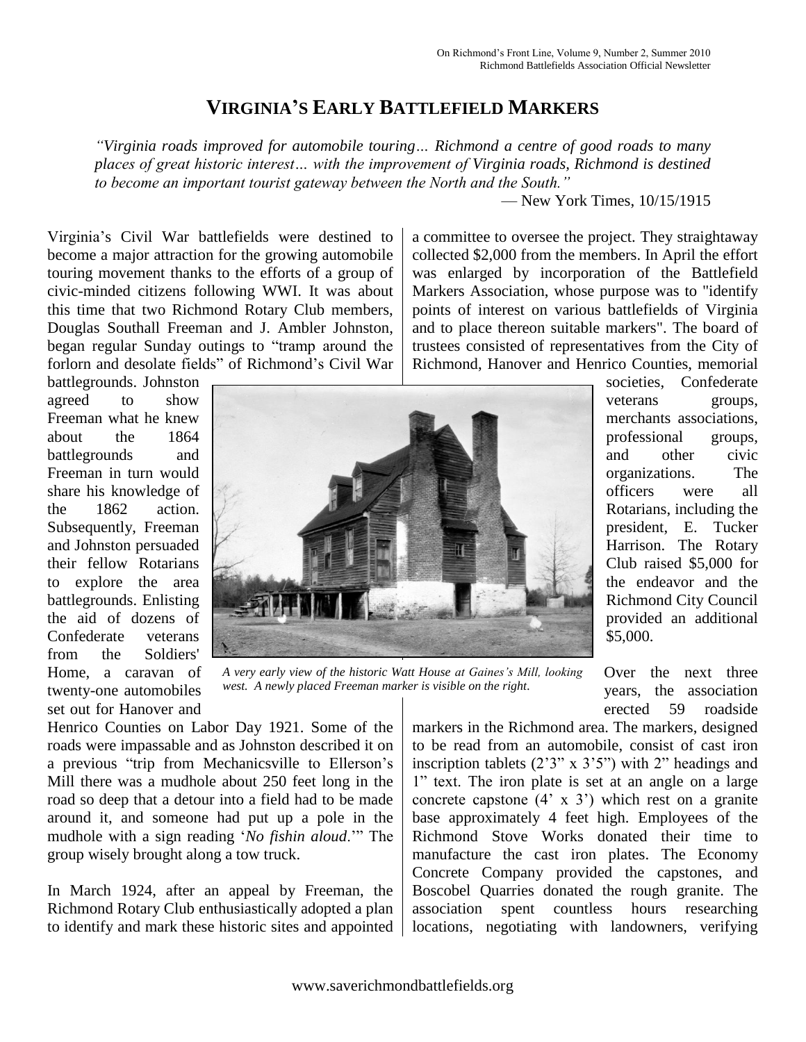# VIRGINIA'S EARLY BATTLEFIELD MARKERS

*"Virginia roads improved for automobile touring… Richmond a centre of good roads to many places of great historic interest… with the improvement of Virginia roads, Richmond is destined to become an important tourist gateway between the North and the South."*

— New York Times, 10/15/1915

Virginia's Civil War battlefields were destined to become a major attraction for the growing automobile touring movement thanks to the efforts of a group of civic-minded citizens following WWI. It was about this time that two Richmond Rotary Club members, Douglas Southall Freeman and J. Ambler Johnston, began regular Sunday outings to "tramp around the forlorn and desolate fields" of Richmond's Civil War battlegrounds. Johnston agreed to show Freeman what he knew about the 1864 battlegrounds and Freeman in turn would share his knowledge of the 1862 action. Subsequently, Freeman and Johnston persuaded their fellow Rotarians to explore the area battlegrounds. Enlisting the aid of dozens of Confederate veterans from the Soldiers' Home, a caravan of twenty-one automobiles set out for Hanover and Henrico Counties on Labor Day 1921. Some of the roads were impassable and as Johnston described it on a previous "trip from Mechanicsville to Ellerson's Mill there was a mudhole about 250 feet long in the road so deep that a detour into a field had to be made around it, and someone had put up a pole in the mudhole with a sign reading '*No fishin aloud*.'" The group wisely brought along a tow truck.

In March 1924, after an appeal by Freeman, the Richmond Rotary Club enthusiastically adopted a plan to identify and mark these historic sites and appointed a committee to oversee the project. They straightaway collected $2,000 from the members. In April the effort was enlarged by incorporation of the Battlefield Markers Association, whose purpose was to "identify points of interest on various battlefields of Virginia and to place thereon suitable markers". The board of trustees consisted of representatives from the City of Richmond, Hanover and Henrico Counties, memorial societies, Confederate veterans groups, merchants associations, professional groups, and other civic organizations. The officers were all Rotarians, including the president, E. Tucker Harrison. The Rotary Club raised $5,000 for the endeavor and the Richmond City Council provided an additional $5,000.

*A very early view of the historic Watt House at Gaines's Mill, looking west. A newly placed Freeman marker is visible on the right.*

Over the next three years, the association erected 59 roadside markers in the Richmond area. The markers, designed to be read from an automobile, consist of cast iron inscription tablets (2'3" x 3'5") with 2" headings and 1" text. The iron plate is set at an angle on a large concrete capstone (4' x 3') which rest on a granite base approximately 4 feet high. Employees of the Richmond Stove Works donated their time to manufacture the cast iron plates. The Economy Concrete Company provided the capstones, and Boscobel Quarries donated the rough granite. The association spent countless hours researching locations, negotiating with landowners, verifying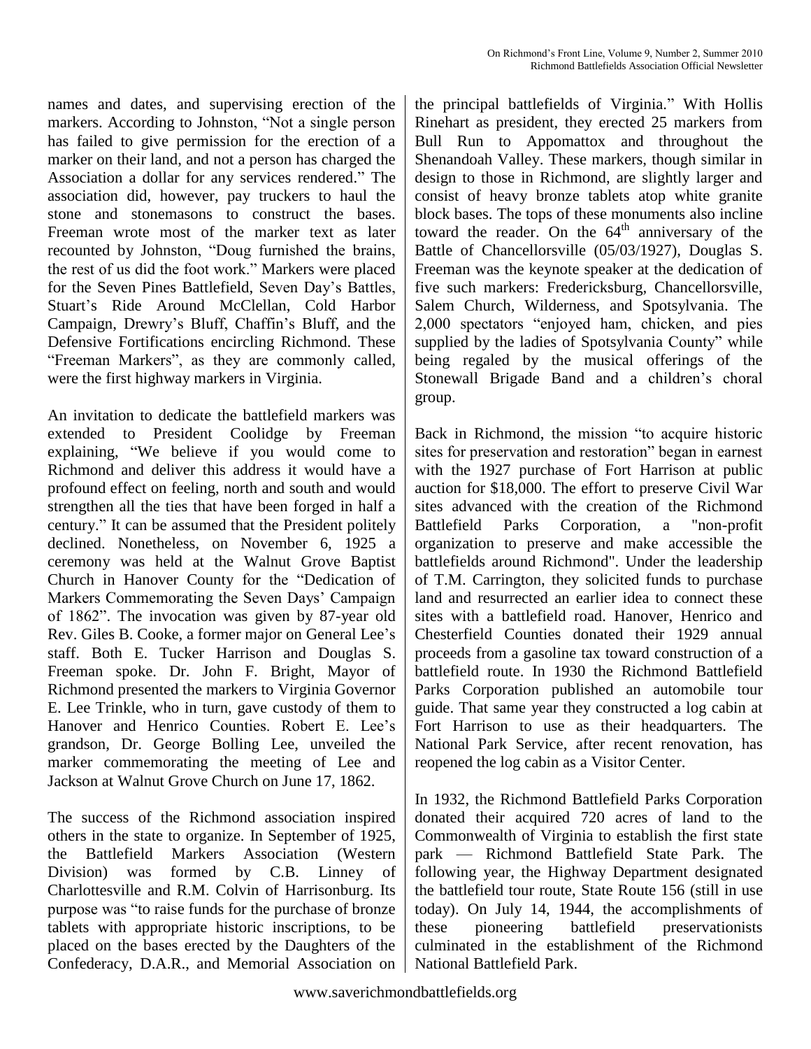names and dates, and supervising erection of the markers. According to Johnston, "Not a single person has failed to give permission for the erection of a marker on their land, and not a person has charged the Association a dollar for any services rendered." The association did, however, pay truckers to haul the stone and stonemasons to construct the bases. Freeman wrote most of the marker text as later recounted by Johnston, "Doug furnished the brains, the rest of us did the foot work." Markers were placed for the Seven Pines Battlefield, Seven Day's Battles, Stuart's Ride Around McClellan, Cold Harbor Campaign, Drewry's Bluff, Chaffin's Bluff, and the Defensive Fortifications encircling Richmond. These "Freeman Markers", as they are commonly called, were the first highway markers in Virginia.

An invitation to dedicate the battlefield markers was extended to President Coolidge by Freeman explaining, "We believe if you would come to Richmond and deliver this address it would have a profound effect on feeling, north and south and would strengthen all the ties that have been forged in half a century." It can be assumed that the President politely declined. Nonetheless, on November 6, 1925 a ceremony was held at the Walnut Grove Baptist Church in Hanover County for the "Dedication of Markers Commemorating the Seven Days' Campaign of 1862". The invocation was given by 87-year old Rev. Giles B. Cooke, a former major on General Lee's staff. Both E. Tucker Harrison and Douglas S. Freeman spoke. Dr. John F. Bright, Mayor of Richmond presented the markers to Virginia Governor E. Lee Trinkle, who in turn, gave custody of them to Hanover and Henrico Counties. Robert E. Lee's grandson, Dr. George Bolling Lee, unveiled the marker commemorating the meeting of Lee and Jackson at Walnut Grove Church on June 17, 1862.

The success of the Richmond association inspired others in the state to organize. In September of 1925, the Battlefield Markers Association (Western Division) was formed by C.B. Linney of Charlottesville and R.M. Colvin of Harrisonburg. Its purpose was "to raise funds for the purchase of bronze tablets with appropriate historic inscriptions, to be placed on the bases erected by the Daughters of the Confederacy, D.A.R., and Memorial Association on the principal battlefields of Virginia." With Hollis Rinehart as president, they erected 25 markers from Bull Run to Appomattox and throughout the Shenandoah Valley. These markers, though similar in design to those in Richmond, are slightly larger and consist of heavy bronze tablets atop white granite block bases. The tops of these monuments also incline toward the reader. On the 64th anniversary of the Battle of Chancellorsville (05/03/1927), Douglas S. Freeman was the keynote speaker at the dedication of five such markers: Fredericksburg, Chancellorsville, Salem Church, Wilderness, and Spotsylvania. The 2,000 spectators "enjoyed ham, chicken, and pies supplied by the ladies of Spotsylvania County" while being regaled by the musical offerings of the Stonewall Brigade Band and a children's choral group.

Back in Richmond, the mission "to acquire historic sites for preservation and restoration" began in earnest with the 1927 purchase of Fort Harrison at public auction for $18,000. The effort to preserve Civil War sites advanced with the creation of the Richmond Battlefield Parks Corporation, a "non-profit organization to preserve and make accessible the battlefields around Richmond". Under the leadership of T.M. Carrington, they solicited funds to purchase land and resurrected an earlier idea to connect these sites with a battlefield road. Hanover, Henrico and Chesterfield Counties donated their 1929 annual proceeds from a gasoline tax toward construction of a battlefield route. In 1930 the Richmond Battlefield Parks Corporation published an automobile tour guide. That same year they constructed a log cabin at Fort Harrison to use as their headquarters. The National Park Service, after recent renovation, has reopened the log cabin as a Visitor Center.

In 1932, the Richmond Battlefield Parks Corporation donated their acquired 720 acres of land to the Commonwealth of Virginia to establish the first state park — Richmond Battlefield State Park. The following year, the Highway Department designated the battlefield tour route, State Route 156 (still in use today). On July 14, 1944, the accomplishments of these pioneering battlefield preservationists culminated in the establishment of the Richmond National Battlefield Park.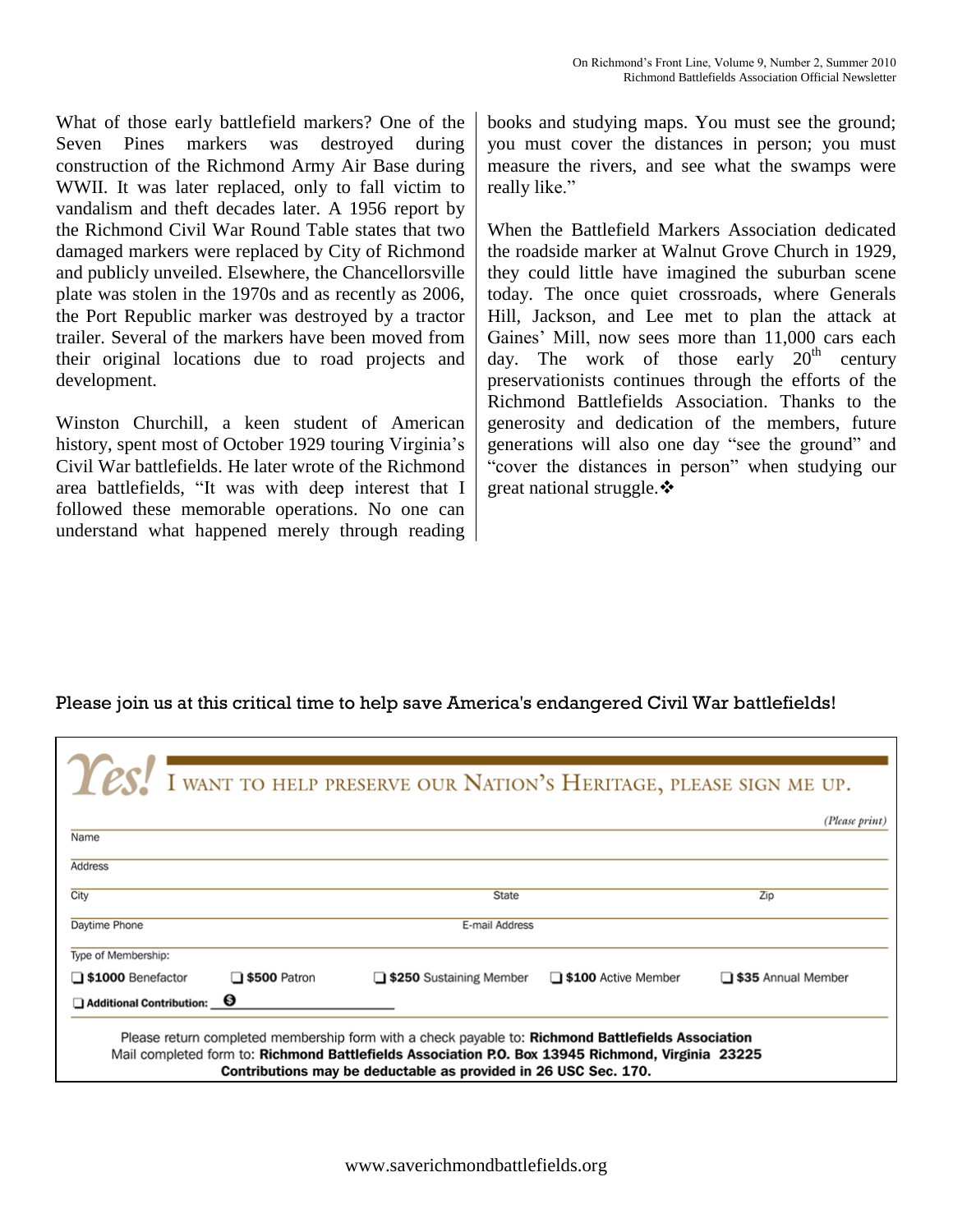What of those early battlefield markers? One of the Seven Pines markers was destroyed during construction of the Richmond Army Air Base during WWII. It was later replaced, only to fall victim to vandalism and theft decades later. A 1956 report by the Richmond Civil War Round Table states that two damaged markers were replaced by City of Richmond and publicly unveiled. Elsewhere, the Chancellorsville plate was stolen in the 1970s and as recently as 2006, the Port Republic marker was destroyed by a tractor trailer. Several of the markers have been moved from their original locations due to road projects and development.

Winston Churchill, a keen student of American history, spent most of October 1929 touring Virginia's Civil War battlefields. He later wrote of the Richmond area battlefields, "It was with deep interest that I followed these memorable operations. No one can understand what happened merely through reading books and studying maps. You must see the ground; you must cover the distances in person; you must measure the rivers, and see what the swamps were really like."

When the Battlefield Markers Association dedicated the roadside marker at Walnut Grove Church in 1929, they could little have imagined the suburban scene today. The once quiet crossroads, where Generals Hill, Jackson, and Lee met to plan the attack at Gaines' Mill, now sees more than 11,000 cars each day. The work of those early 20th century preservationists continues through the efforts of the Richmond Battlefields Association. Thanks to the generosity and dedication of the members, future generations will also one day "see the ground" and "cover the distances in person" when studying our great national struggle.❖

Please join us at this critical time to help save America's endangered Civil War battlefields!

**Yes!** I WANT TO HELP PRESERVE OUR NATION'S HERITAGE, PLEASE SIGN ME UP.

*(Please print)*

Name

Address

City — State — Zip

Daytime Phone — E-mail Address

Type of Membership:

- ❑ **$1000** Benefactor
- ❑ **$500** Patron
- ❑ **$250** Sustaining Member
- ❑ **$100** Active Member
- ❑ **$35** Annual Member

❑ **Additional Contribution:** $ ____________

Please return completed membership form with a check payable to: **Richmond Battlefields Association**
Mail completed form to: **Richmond Battlefields Association P.O. Box 13945 Richmond, Virginia 23225**
**Contributions may be deductable as provided in 26 USC Sec. 170.**

www.saverichmondbattlefields.org